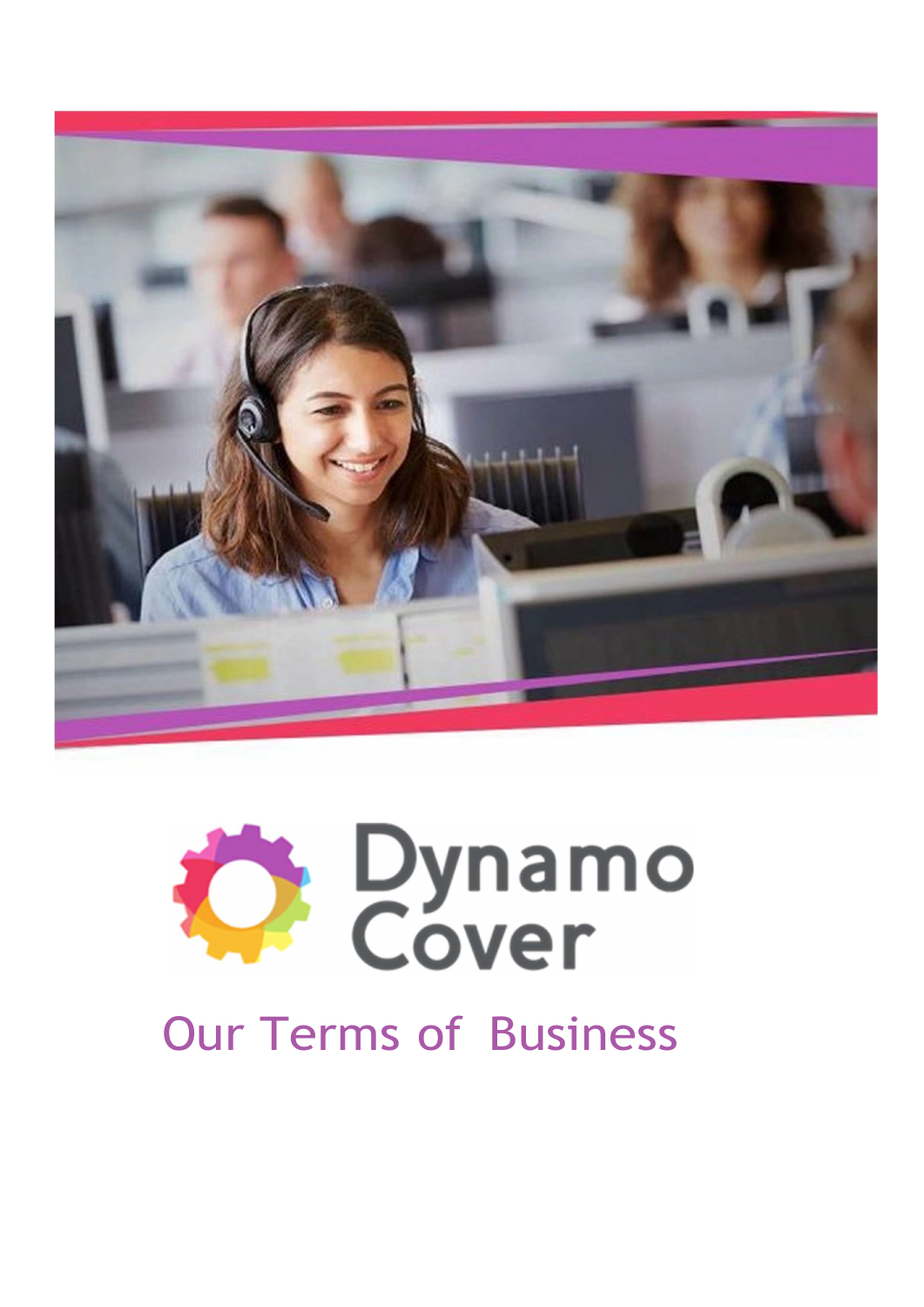Dynamo Cover

# Our Terms of Business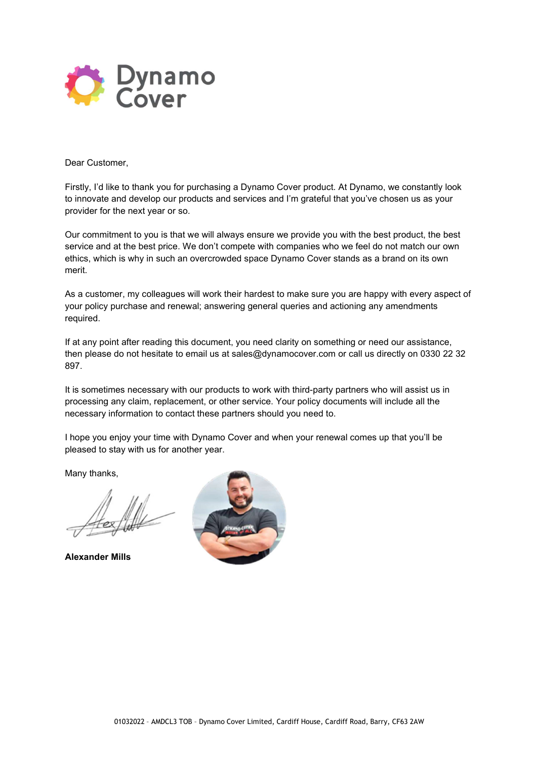Dear Customer,

Firstly, I'd like to thank you for purchasing a Dynamo Cover product. At Dynamo, we constantly look to innovate and develop our products and services and I'm grateful that you've chosen us as your provider for the next year or so.

Our commitment to you is that we will always ensure we provide you with the best product, the best service and at the best price. We don't compete with companies who we feel do not match our own ethics, which is why in such an overcrowded space Dynamo Cover stands as a brand on its own merit.

As a customer, my colleagues will work their hardest to make sure you are happy with every aspect of your policy purchase and renewal; answering general queries and actioning any amendments required.

If at any point after reading this document, you need clarity on something or need our assistance, then please do not hesitate to email us at sales@dynamocover.com or call us directly on 0330 22 32 897.

It is sometimes necessary with our products to work with third-party partners who will assist us in processing any claim, replacement, or other service. Your policy documents will include all the necessary information to contact these partners should you need to.

I hope you enjoy your time with Dynamo Cover and when your renewal comes up that you'll be pleased to stay with us for another year.

Many thanks,

**Alexander Mills**

01032022 – AMDCL3 TOB – Dynamo Cover Limited, Cardiff House, Cardiff Road, Barry, CF63 2AW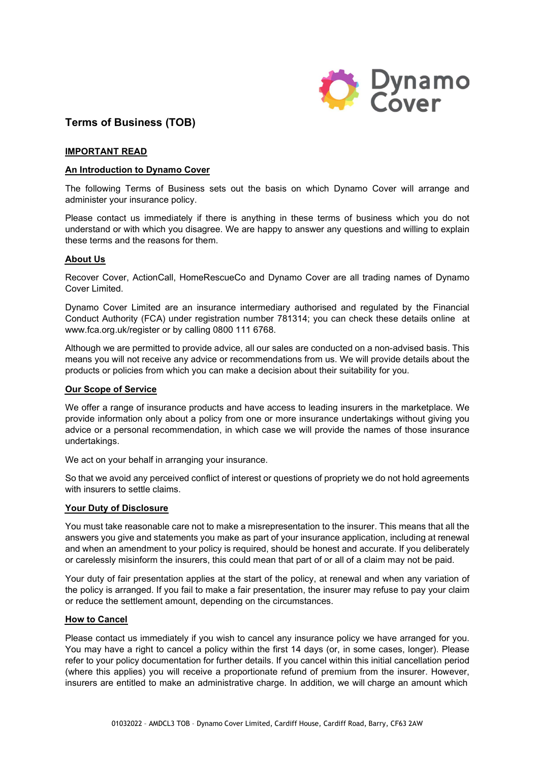# Terms of Business (TOB)

**IMPORTANT READ**

## An Introduction to Dynamo Cover

The following Terms of Business sets out the basis on which Dynamo Cover will arrange and administer your insurance policy.

Please contact us immediately if there is anything in these terms of business which you do not understand or with which you disagree. We are happy to answer any questions and willing to explain these terms and the reasons for them.

## About Us

Recover Cover, ActionCall, HomeRescueCo and Dynamo Cover are all trading names of Dynamo Cover Limited.

Dynamo Cover Limited are an insurance intermediary authorised and regulated by the Financial Conduct Authority (FCA) under registration number 781314; you can check these details online at www.fca.org.uk/register or by calling 0800 111 6768.

Although we are permitted to provide advice, all our sales are conducted on a non-advised basis. This means you will not receive any advice or recommendations from us. We will provide details about the products or policies from which you can make a decision about their suitability for you.

## Our Scope of Service

We offer a range of insurance products and have access to leading insurers in the marketplace. We provide information only about a policy from one or more insurance undertakings without giving you advice or a personal recommendation, in which case we will provide the names of those insurance undertakings.

We act on your behalf in arranging your insurance.

So that we avoid any perceived conflict of interest or questions of propriety we do not hold agreements with insurers to settle claims.

## Your Duty of Disclosure

You must take reasonable care not to make a misrepresentation to the insurer. This means that all the answers you give and statements you make as part of your insurance application, including at renewal and when an amendment to your policy is required, should be honest and accurate. If you deliberately or carelessly misinform the insurers, this could mean that part of or all of a claim may not be paid.

Your duty of fair presentation applies at the start of the policy, at renewal and when any variation of the policy is arranged. If you fail to make a fair presentation, the insurer may refuse to pay your claim or reduce the settlement amount, depending on the circumstances.

## How to Cancel

Please contact us immediately if you wish to cancel any insurance policy we have arranged for you. You may have a right to cancel a policy within the first 14 days (or, in some cases, longer). Please refer to your policy documentation for further details. If you cancel within this initial cancellation period (where this applies) you will receive a proportionate refund of premium from the insurer. However, insurers are entitled to make an administrative charge. In addition, we will charge an amount which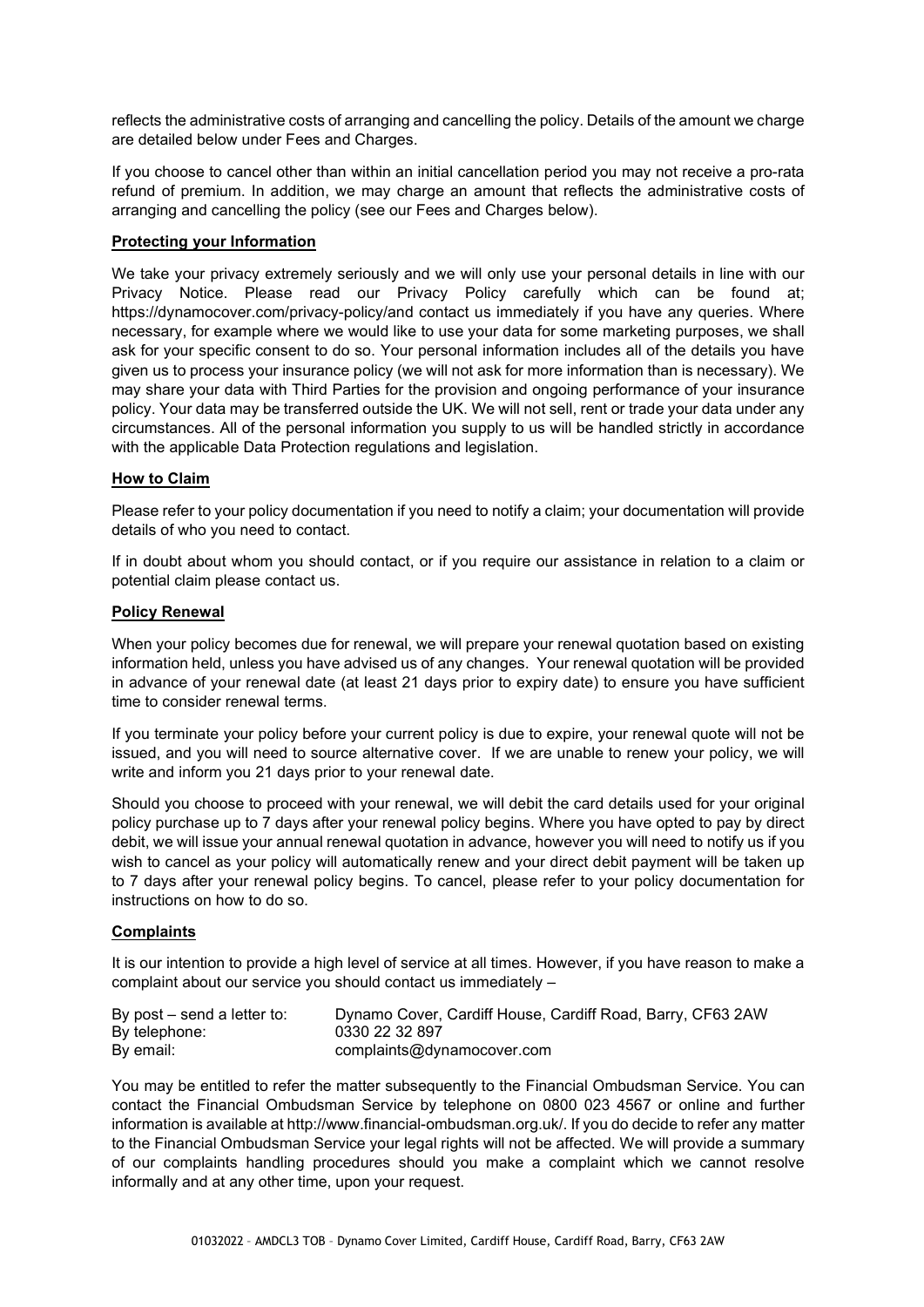reflects the administrative costs of arranging and cancelling the policy. Details of the amount we charge are detailed below under Fees and Charges.

If you choose to cancel other than within an initial cancellation period you may not receive a pro-rata refund of premium. In addition, we may charge an amount that reflects the administrative costs of arranging and cancelling the policy (see our Fees and Charges below).

**Protecting your Information**

We take your privacy extremely seriously and we will only use your personal details in line with our Privacy Notice. Please read our Privacy Policy carefully which can be found at; https://dynamocover.com/privacy-policy/and contact us immediately if you have any queries. Where necessary, for example where we would like to use your data for some marketing purposes, we shall ask for your specific consent to do so. Your personal information includes all of the details you have given us to process your insurance policy (we will not ask for more information than is necessary). We may share your data with Third Parties for the provision and ongoing performance of your insurance policy. Your data may be transferred outside the UK. We will not sell, rent or trade your data under any circumstances. All of the personal information you supply to us will be handled strictly in accordance with the applicable Data Protection regulations and legislation.

**How to Claim**

Please refer to your policy documentation if you need to notify a claim; your documentation will provide details of who you need to contact.

If in doubt about whom you should contact, or if you require our assistance in relation to a claim or potential claim please contact us.

**Policy Renewal**

When your policy becomes due for renewal, we will prepare your renewal quotation based on existing information held, unless you have advised us of any changes. Your renewal quotation will be provided in advance of your renewal date (at least 21 days prior to expiry date) to ensure you have sufficient time to consider renewal terms.

If you terminate your policy before your current policy is due to expire, your renewal quote will not be issued, and you will need to source alternative cover. If we are unable to renew your policy, we will write and inform you 21 days prior to your renewal date.

Should you choose to proceed with your renewal, we will debit the card details used for your original policy purchase up to 7 days after your renewal policy begins. Where you have opted to pay by direct debit, we will issue your annual renewal quotation in advance, however you will need to notify us if you wish to cancel as your policy will automatically renew and your direct debit payment will be taken up to 7 days after your renewal policy begins. To cancel, please refer to your policy documentation for instructions on how to do so.

**Complaints**

It is our intention to provide a high level of service at all times. However, if you have reason to make a complaint about our service you should contact us immediately –

| | |
|---|---|
| By post – send a letter to: | Dynamo Cover, Cardiff House, Cardiff Road, Barry, CF63 2AW |
| By telephone: | 0330 22 32 897 |
| By email: | complaints@dynamocover.com |

You may be entitled to refer the matter subsequently to the Financial Ombudsman Service. You can contact the Financial Ombudsman Service by telephone on 0800 023 4567 or online and further information is available at http://www.financial-ombudsman.org.uk/. If you do decide to refer any matter to the Financial Ombudsman Service your legal rights will not be affected. We will provide a summary of our complaints handling procedures should you make a complaint which we cannot resolve informally and at any other time, upon your request.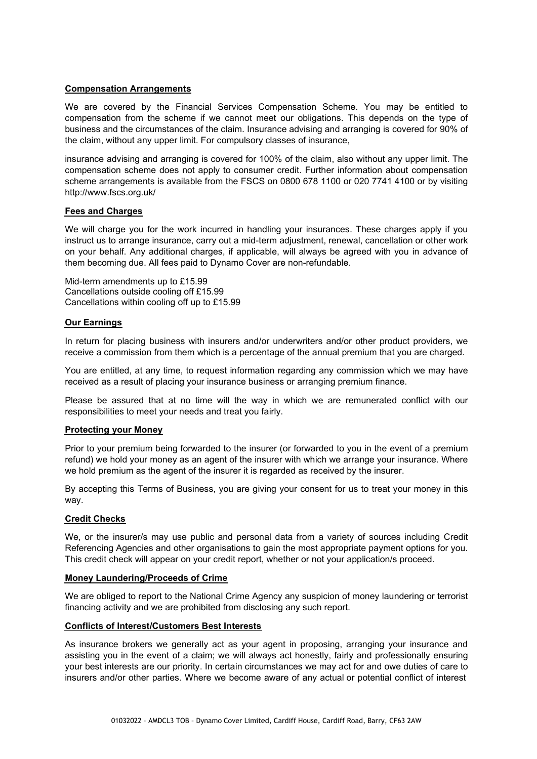## Compensation Arrangements

We are covered by the Financial Services Compensation Scheme. You may be entitled to compensation from the scheme if we cannot meet our obligations. This depends on the type of business and the circumstances of the claim. Insurance advising and arranging is covered for 90% of the claim, without any upper limit. For compulsory classes of insurance,

insurance advising and arranging is covered for 100% of the claim, also without any upper limit. The compensation scheme does not apply to consumer credit. Further information about compensation scheme arrangements is available from the FSCS on 0800 678 1100 or 020 7741 4100 or by visiting http://www.fscs.org.uk/

## Fees and Charges

We will charge you for the work incurred in handling your insurances. These charges apply if you instruct us to arrange insurance, carry out a mid-term adjustment, renewal, cancellation or other work on your behalf. Any additional charges, if applicable, will always be agreed with you in advance of them becoming due. All fees paid to Dynamo Cover are non-refundable.

Mid-term amendments up to £15.99
Cancellations outside cooling off £15.99
Cancellations within cooling off up to £15.99

## Our Earnings

In return for placing business with insurers and/or underwriters and/or other product providers, we receive a commission from them which is a percentage of the annual premium that you are charged.

You are entitled, at any time, to request information regarding any commission which we may have received as a result of placing your insurance business or arranging premium finance.

Please be assured that at no time will the way in which we are remunerated conflict with our responsibilities to meet your needs and treat you fairly.

## Protecting your Money

Prior to your premium being forwarded to the insurer (or forwarded to you in the event of a premium refund) we hold your money as an agent of the insurer with which we arrange your insurance. Where we hold premium as the agent of the insurer it is regarded as received by the insurer.

By accepting this Terms of Business, you are giving your consent for us to treat your money in this way.

## Credit Checks

We, or the insurer/s may use public and personal data from a variety of sources including Credit Referencing Agencies and other organisations to gain the most appropriate payment options for you. This credit check will appear on your credit report, whether or not your application/s proceed.

## Money Laundering/Proceeds of Crime

We are obliged to report to the National Crime Agency any suspicion of money laundering or terrorist financing activity and we are prohibited from disclosing any such report.

## Conflicts of Interest/Customers Best Interests

As insurance brokers we generally act as your agent in proposing, arranging your insurance and assisting you in the event of a claim; we will always act honestly, fairly and professionally ensuring your best interests are our priority. In certain circumstances we may act for and owe duties of care to insurers and/or other parties. Where we become aware of any actual or potential conflict of interest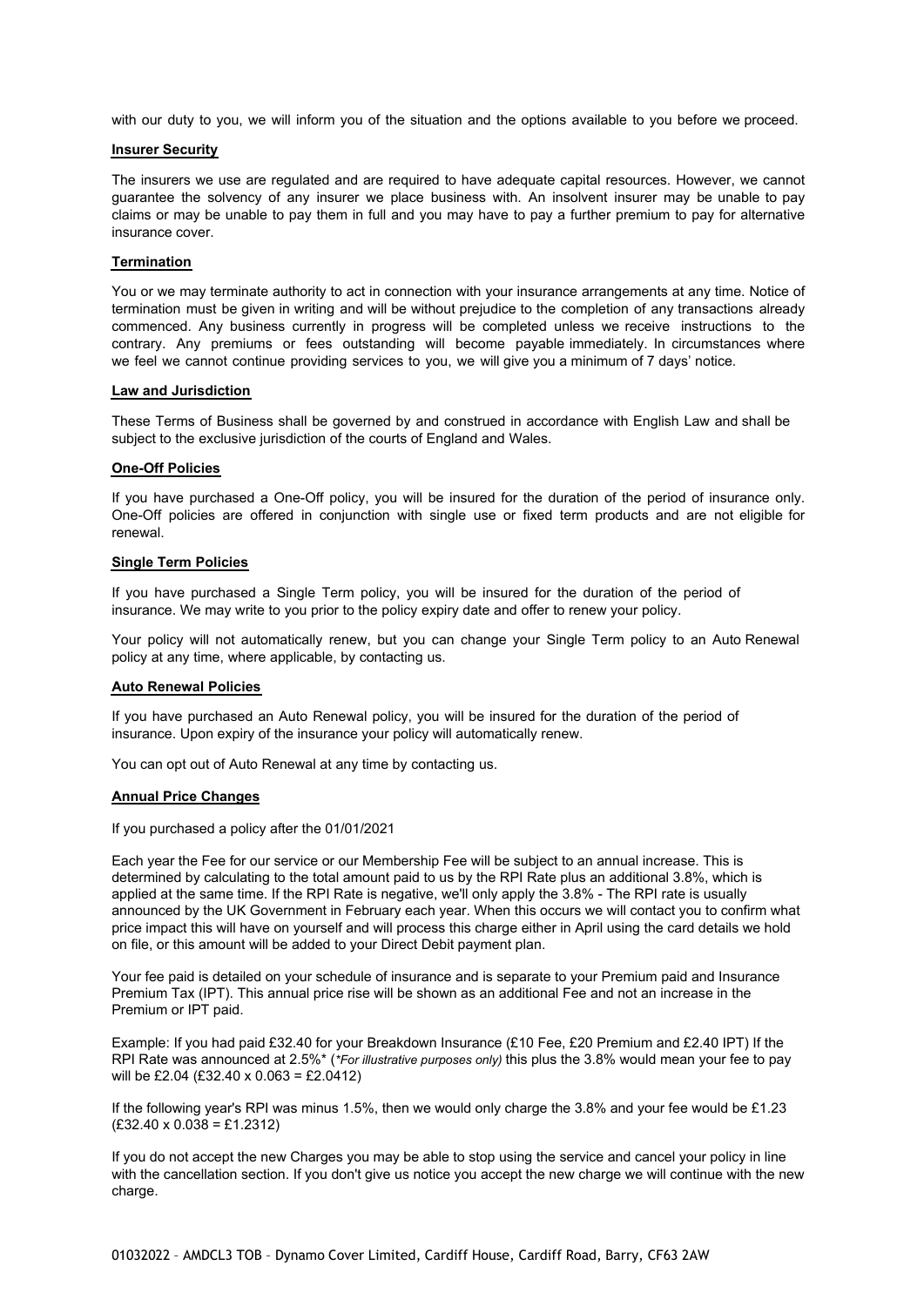with our duty to you, we will inform you of the situation and the options available to you before we proceed.

## Insurer Security

The insurers we use are regulated and are required to have adequate capital resources. However, we cannot guarantee the solvency of any insurer we place business with. An insolvent insurer may be unable to pay claims or may be unable to pay them in full and you may have to pay a further premium to pay for alternative insurance cover.

## Termination

You or we may terminate authority to act in connection with your insurance arrangements at any time. Notice of termination must be given in writing and will be without prejudice to the completion of any transactions already commenced. Any business currently in progress will be completed unless we receive instructions to the contrary. Any premiums or fees outstanding will become payable immediately. In circumstances where we feel we cannot continue providing services to you, we will give you a minimum of 7 days' notice.

## Law and Jurisdiction

These Terms of Business shall be governed by and construed in accordance with English Law and shall be subject to the exclusive jurisdiction of the courts of England and Wales.

## One-Off Policies

If you have purchased a One-Off policy, you will be insured for the duration of the period of insurance only. One-Off policies are offered in conjunction with single use or fixed term products and are not eligible for renewal.

## Single Term Policies

If you have purchased a Single Term policy, you will be insured for the duration of the period of insurance. We may write to you prior to the policy expiry date and offer to renew your policy.

Your policy will not automatically renew, but you can change your Single Term policy to an Auto Renewal policy at any time, where applicable, by contacting us.

## Auto Renewal Policies

If you have purchased an Auto Renewal policy, you will be insured for the duration of the period of insurance. Upon expiry of the insurance your policy will automatically renew.

You can opt out of Auto Renewal at any time by contacting us.

## Annual Price Changes

If you purchased a policy after the 01/01/2021

Each year the Fee for our service or our Membership Fee will be subject to an annual increase. This is determined by calculating to the total amount paid to us by the RPI Rate plus an additional 3.8%, which is applied at the same time. If the RPI Rate is negative, we'll only apply the 3.8% - The RPI rate is usually announced by the UK Government in February each year. When this occurs we will contact you to confirm what price impact this will have on yourself and will process this charge either in April using the card details we hold on file, or this amount will be added to your Direct Debit payment plan.

Your fee paid is detailed on your schedule of insurance and is separate to your Premium paid and Insurance Premium Tax (IPT). This annual price rise will be shown as an additional Fee and not an increase in the Premium or IPT paid.

Example: If you had paid £32.40 for your Breakdown Insurance (£10 Fee, £20 Premium and £2.40 IPT) If the RPI Rate was announced at 2.5%* (*\*For illustrative purposes only*) this plus the 3.8% would mean your fee to pay will be £2.04 (£32.40 x 0.063 = £2.0412)

If the following year's RPI was minus 1.5%, then we would only charge the 3.8% and your fee would be £1.23 (£32.40 x 0.038 = £1.2312)

If you do not accept the new Charges you may be able to stop using the service and cancel your policy in line with the cancellation section. If you don't give us notice you accept the new charge we will continue with the new charge.

01032022 – AMDCL3 TOB – Dynamo Cover Limited, Cardiff House, Cardiff Road, Barry, CF63 2AW